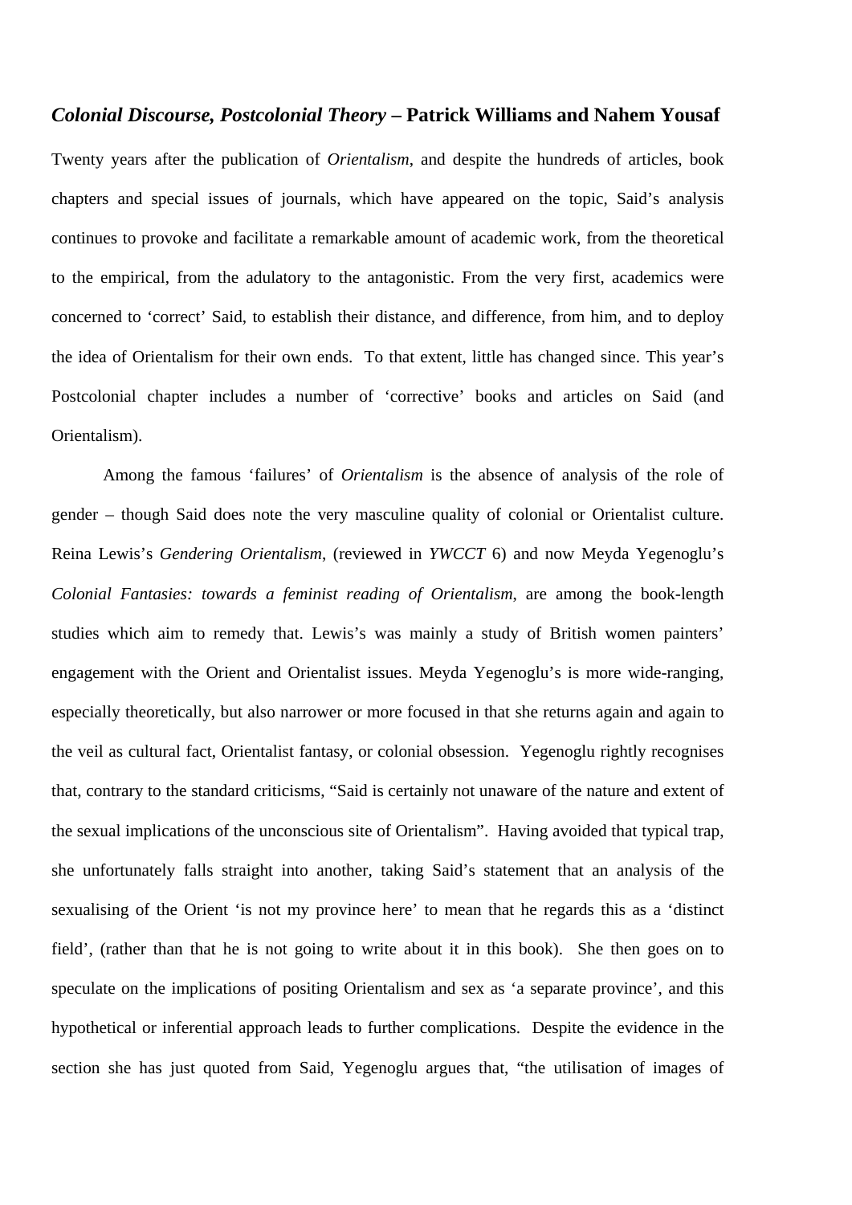## *Colonial Discourse, Postcolonial Theory* – Patrick Williams and Nahem Yousaf

Twenty years after the publication of *Orientalism*, and despite the hundreds of articles, book chapters and special issues of journals, which have appeared on the topic, Said's analysis continues to provoke and facilitate a remarkable amount of academic work, from the theoretical to the empirical, from the adulatory to the antagonistic. From the very first, academics were concerned to 'correct' Said, to establish their distance, and difference, from him, and to deploy the idea of Orientalism for their own ends. To that extent, little has changed since. This year's Postcolonial chapter includes a number of 'corrective' books and articles on Said (and Orientalism).

Among the famous 'failures' of *Orientalism* is the absence of analysis of the role of gender – though Said does note the very masculine quality of colonial or Orientalist culture. Reina Lewis's *Gendering Orientalism*, (reviewed in *YWCCT* 6) and now Meyda Yegenoglu's *Colonial Fantasies: towards a feminist reading of Orientalism*, are among the book-length studies which aim to remedy that. Lewis's was mainly a study of British women painters' engagement with the Orient and Orientalist issues. Meyda Yegenoglu's is more wide-ranging, especially theoretically, but also narrower or more focused in that she returns again and again to the veil as cultural fact, Orientalist fantasy, or colonial obsession. Yegenoglu rightly recognises that, contrary to the standard criticisms, "Said is certainly not unaware of the nature and extent of the sexual implications of the unconscious site of Orientalism". Having avoided that typical trap, she unfortunately falls straight into another, taking Said's statement that an analysis of the sexualising of the Orient 'is not my province here' to mean that he regards this as a 'distinct field', (rather than that he is not going to write about it in this book). She then goes on to speculate on the implications of positing Orientalism and sex as 'a separate province', and this hypothetical or inferential approach leads to further complications. Despite the evidence in the section she has just quoted from Said, Yegenoglu argues that, "the utilisation of images of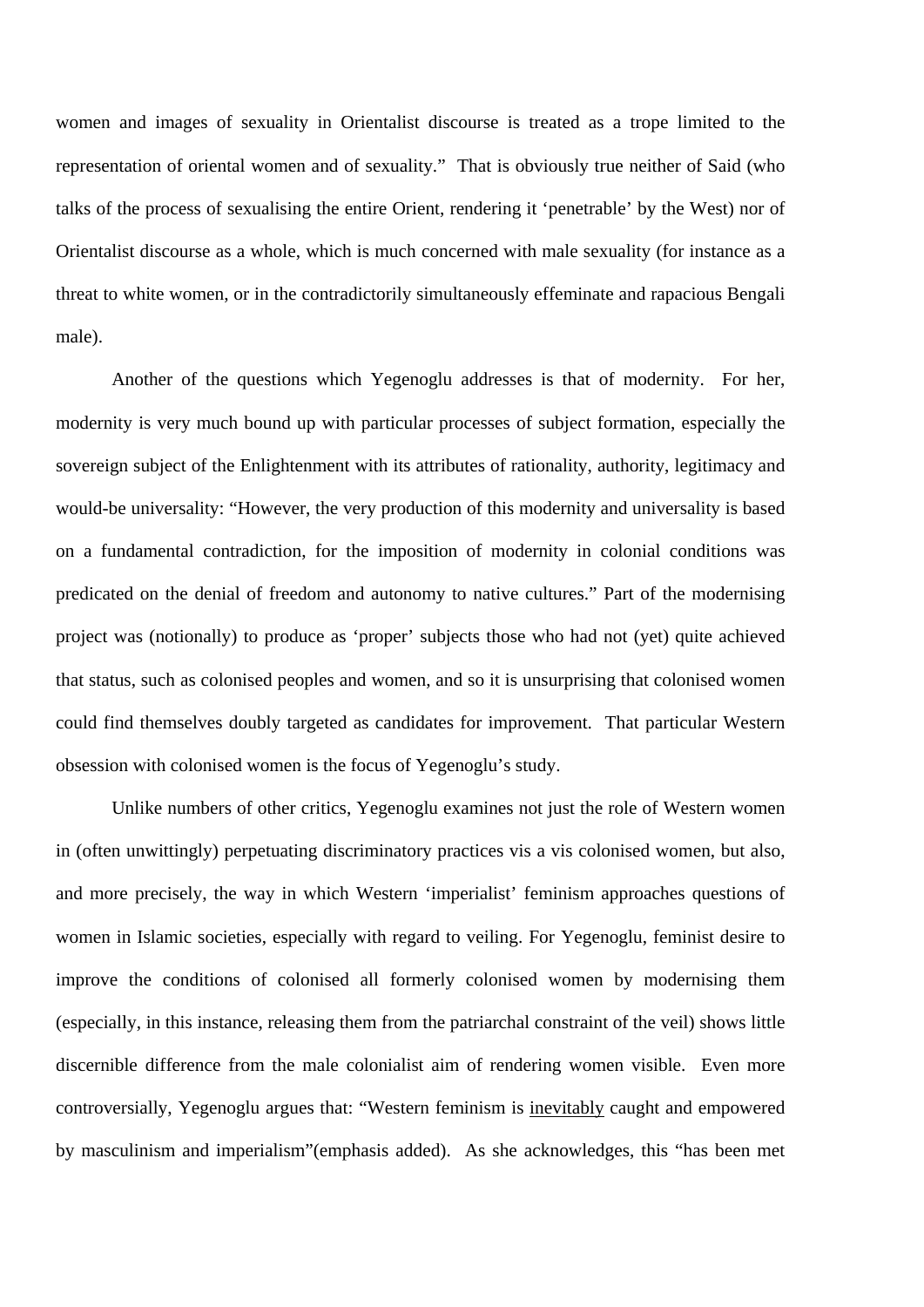women and images of sexuality in Orientalist discourse is treated as a trope limited to the representation of oriental women and of sexuality." That is obviously true neither of Said (who talks of the process of sexualising the entire Orient, rendering it 'penetrable' by the West) nor of Orientalist discourse as a whole, which is much concerned with male sexuality (for instance as a threat to white women, or in the contradictorily simultaneously effeminate and rapacious Bengali male).

Another of the questions which Yegenoglu addresses is that of modernity. For her, modernity is very much bound up with particular processes of subject formation, especially the sovereign subject of the Enlightenment with its attributes of rationality, authority, legitimacy and would-be universality: "However, the very production of this modernity and universality is based on a fundamental contradiction, for the imposition of modernity in colonial conditions was predicated on the denial of freedom and autonomy to native cultures." Part of the modernising project was (notionally) to produce as 'proper' subjects those who had not (yet) quite achieved that status, such as colonised peoples and women, and so it is unsurprising that colonised women could find themselves doubly targeted as candidates for improvement. That particular Western obsession with colonised women is the focus of Yegenoglu's study.

Unlike numbers of other critics, Yegenoglu examines not just the role of Western women in (often unwittingly) perpetuating discriminatory practices vis a vis colonised women, but also, and more precisely, the way in which Western 'imperialist' feminism approaches questions of women in Islamic societies, especially with regard to veiling. For Yegenoglu, feminist desire to improve the conditions of colonised all formerly colonised women by modernising them (especially, in this instance, releasing them from the patriarchal constraint of the veil) shows little discernible difference from the male colonialist aim of rendering women visible. Even more controversially, Yegenoglu argues that: "Western feminism is <u>inevitably</u> caught and empowered by masculinism and imperialism"(emphasis added). As she acknowledges, this "has been met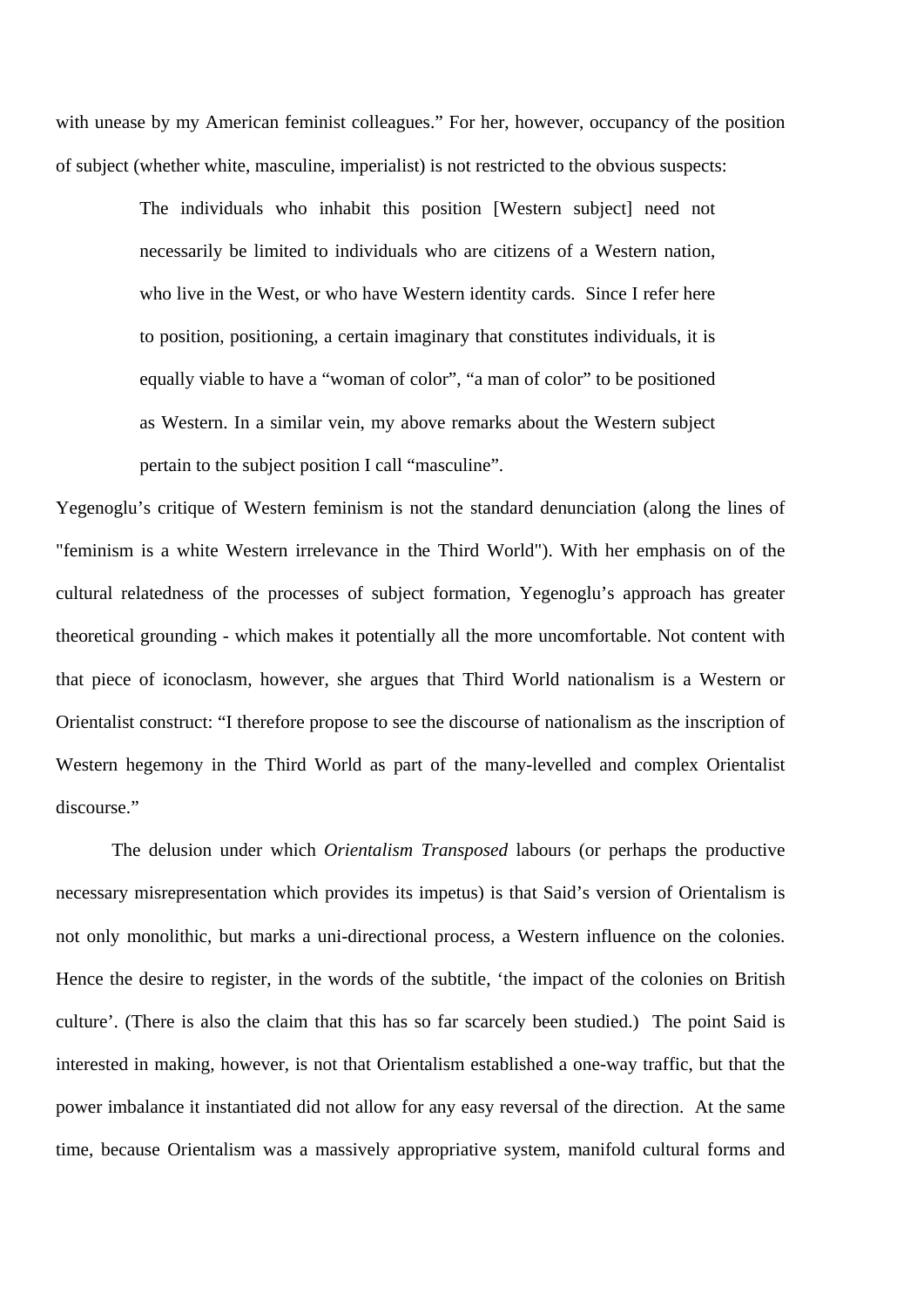with unease by my American feminist colleagues." For her, however, occupancy of the position of subject (whether white, masculine, imperialist) is not restricted to the obvious suspects:

> The individuals who inhabit this position [Western subject] need not necessarily be limited to individuals who are citizens of a Western nation, who live in the West, or who have Western identity cards. Since I refer here to position, positioning, a certain imaginary that constitutes individuals, it is equally viable to have a "woman of color", "a man of color" to be positioned as Western. In a similar vein, my above remarks about the Western subject pertain to the subject position I call "masculine".

Yegenoglu's critique of Western feminism is not the standard denunciation (along the lines of "feminism is a white Western irrelevance in the Third World"). With her emphasis on of the cultural relatedness of the processes of subject formation, Yegenoglu's approach has greater theoretical grounding - which makes it potentially all the more uncomfortable. Not content with that piece of iconoclasm, however, she argues that Third World nationalism is a Western or Orientalist construct: "I therefore propose to see the discourse of nationalism as the inscription of Western hegemony in the Third World as part of the many-levelled and complex Orientalist discourse."

The delusion under which *Orientalism Transposed* labours (or perhaps the productive necessary misrepresentation which provides its impetus) is that Said's version of Orientalism is not only monolithic, but marks a uni-directional process, a Western influence on the colonies. Hence the desire to register, in the words of the subtitle, 'the impact of the colonies on British culture'. (There is also the claim that this has so far scarcely been studied.) The point Said is interested in making, however, is not that Orientalism established a one-way traffic, but that the power imbalance it instantiated did not allow for any easy reversal of the direction. At the same time, because Orientalism was a massively appropriative system, manifold cultural forms and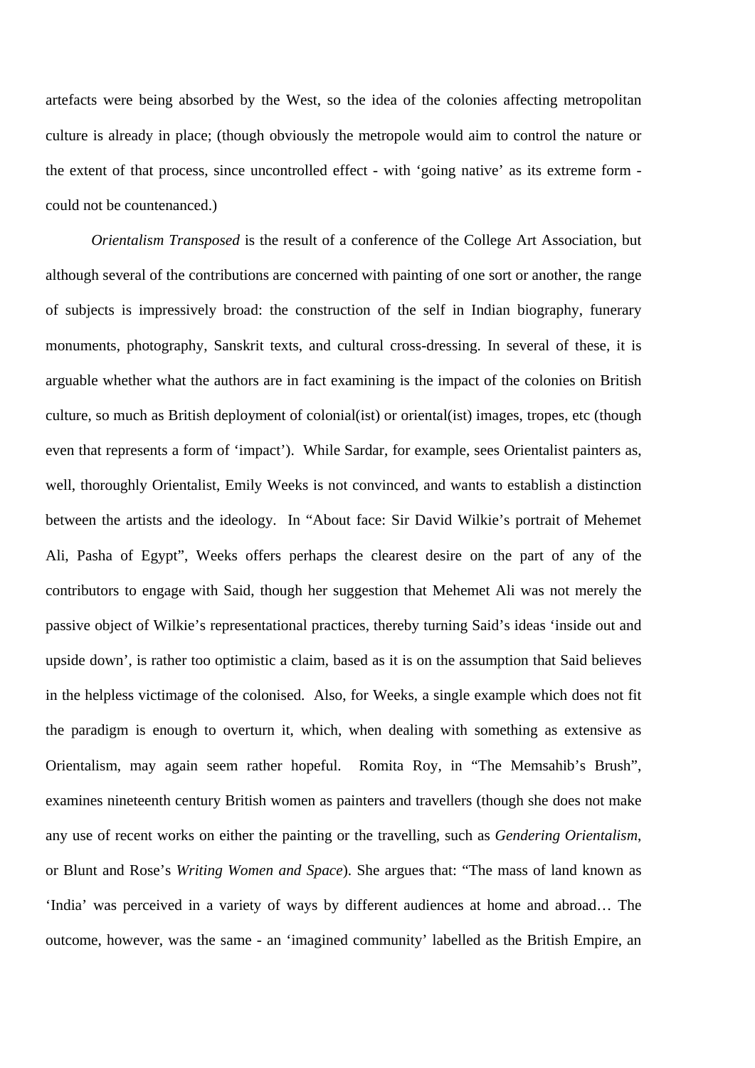artefacts were being absorbed by the West, so the idea of the colonies affecting metropolitan culture is already in place; (though obviously the metropole would aim to control the nature or the extent of that process, since uncontrolled effect - with 'going native' as its extreme form - could not be countenanced.)

*Orientalism Transposed* is the result of a conference of the College Art Association, but although several of the contributions are concerned with painting of one sort or another, the range of subjects is impressively broad: the construction of the self in Indian biography, funerary monuments, photography, Sanskrit texts, and cultural cross-dressing. In several of these, it is arguable whether what the authors are in fact examining is the impact of the colonies on British culture, so much as British deployment of colonial(ist) or oriental(ist) images, tropes, etc (though even that represents a form of 'impact'). While Sardar, for example, sees Orientalist painters as, well, thoroughly Orientalist, Emily Weeks is not convinced, and wants to establish a distinction between the artists and the ideology. In "About face: Sir David Wilkie's portrait of Mehemet Ali, Pasha of Egypt", Weeks offers perhaps the clearest desire on the part of any of the contributors to engage with Said, though her suggestion that Mehemet Ali was not merely the passive object of Wilkie's representational practices, thereby turning Said's ideas 'inside out and upside down', is rather too optimistic a claim, based as it is on the assumption that Said believes in the helpless victimage of the colonised. Also, for Weeks, a single example which does not fit the paradigm is enough to overturn it, which, when dealing with something as extensive as Orientalism, may again seem rather hopeful. Romita Roy, in "The Memsahib's Brush", examines nineteenth century British women as painters and travellers (though she does not make any use of recent works on either the painting or the travelling, such as *Gendering Orientalism*, or Blunt and Rose's *Writing Women and Space*). She argues that: "The mass of land known as 'India' was perceived in a variety of ways by different audiences at home and abroad… The outcome, however, was the same - an 'imagined community' labelled as the British Empire, an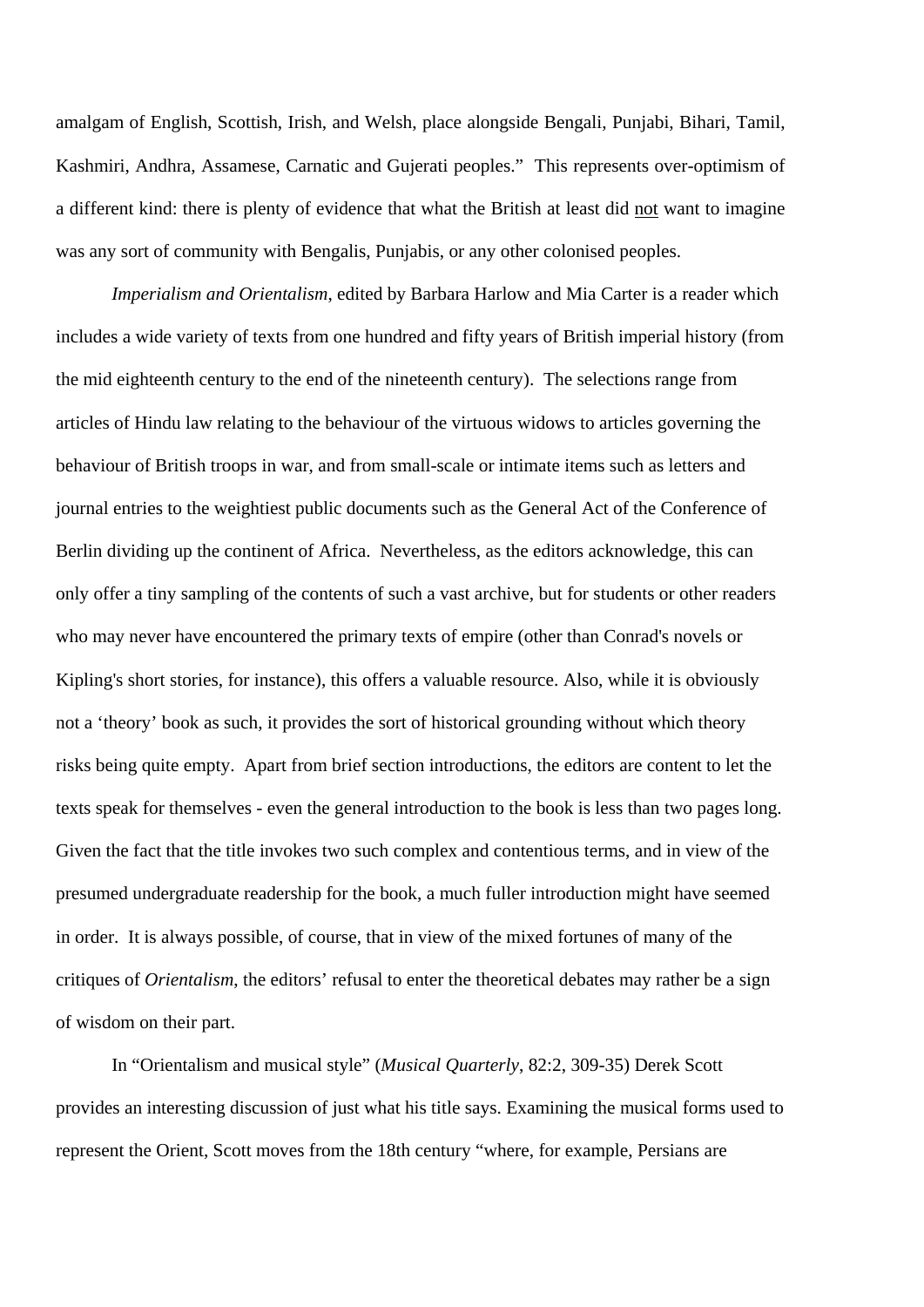amalgam of English, Scottish, Irish, and Welsh, place alongside Bengali, Punjabi, Bihari, Tamil, Kashmiri, Andhra, Assamese, Carnatic and Gujerati peoples." This represents over-optimism of a different kind: there is plenty of evidence that what the British at least did <u>not</u> want to imagine was any sort of community with Bengalis, Punjabis, or any other colonised peoples.

*Imperialism and Orientalism*, edited by Barbara Harlow and Mia Carter is a reader which includes a wide variety of texts from one hundred and fifty years of British imperial history (from the mid eighteenth century to the end of the nineteenth century). The selections range from articles of Hindu law relating to the behaviour of the virtuous widows to articles governing the behaviour of British troops in war, and from small-scale or intimate items such as letters and journal entries to the weightiest public documents such as the General Act of the Conference of Berlin dividing up the continent of Africa. Nevertheless, as the editors acknowledge, this can only offer a tiny sampling of the contents of such a vast archive, but for students or other readers who may never have encountered the primary texts of empire (other than Conrad's novels or Kipling's short stories, for instance), this offers a valuable resource. Also, while it is obviously not a 'theory' book as such, it provides the sort of historical grounding without which theory risks being quite empty. Apart from brief section introductions, the editors are content to let the texts speak for themselves - even the general introduction to the book is less than two pages long. Given the fact that the title invokes two such complex and contentious terms, and in view of the presumed undergraduate readership for the book, a much fuller introduction might have seemed in order. It is always possible, of course, that in view of the mixed fortunes of many of the critiques of *Orientalism*, the editors' refusal to enter the theoretical debates may rather be a sign of wisdom on their part.

In "Orientalism and musical style" (*Musical Quarterly*, 82:2, 309-35) Derek Scott provides an interesting discussion of just what his title says. Examining the musical forms used to represent the Orient, Scott moves from the 18th century "where, for example, Persians are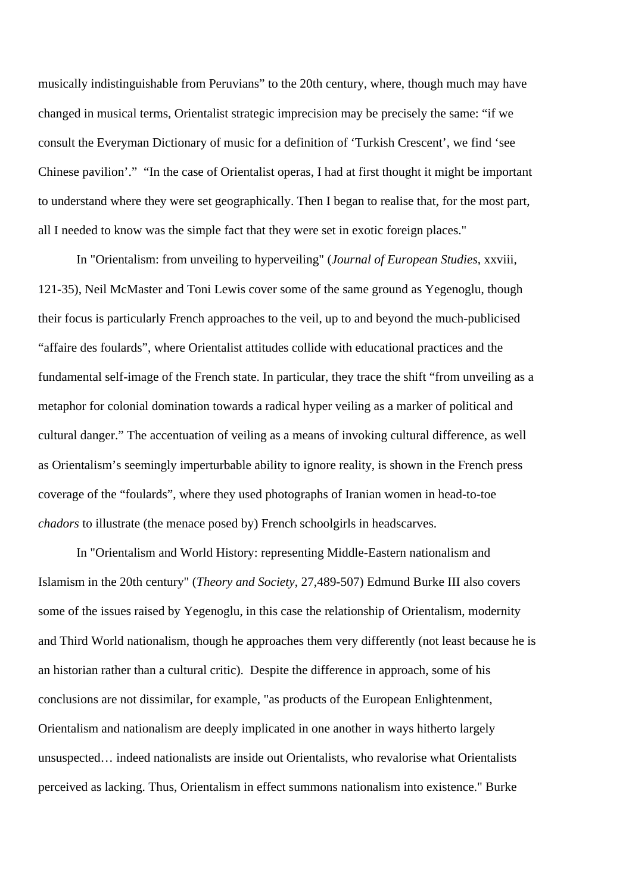musically indistinguishable from Peruvians" to the 20th century, where, though much may have changed in musical terms, Orientalist strategic imprecision may be precisely the same: "if we consult the Everyman Dictionary of music for a definition of 'Turkish Crescent', we find 'see Chinese pavilion'." "In the case of Orientalist operas, I had at first thought it might be important to understand where they were set geographically. Then I began to realise that, for the most part, all I needed to know was the simple fact that they were set in exotic foreign places."

In "Orientalism: from unveiling to hyperveiling" (*Journal of European Studies*, xxviii, 121-35), Neil McMaster and Toni Lewis cover some of the same ground as Yegenoglu, though their focus is particularly French approaches to the veil, up to and beyond the much-publicised "affaire des foulards", where Orientalist attitudes collide with educational practices and the fundamental self-image of the French state. In particular, they trace the shift "from unveiling as a metaphor for colonial domination towards a radical hyper veiling as a marker of political and cultural danger." The accentuation of veiling as a means of invoking cultural difference, as well as Orientalism's seemingly imperturbable ability to ignore reality, is shown in the French press coverage of the "foulards", where they used photographs of Iranian women in head-to-toe *chadors* to illustrate (the menace posed by) French schoolgirls in headscarves.

In "Orientalism and World History: representing Middle-Eastern nationalism and Islamism in the 20th century" (*Theory and Society*, 27,489-507) Edmund Burke III also covers some of the issues raised by Yegenoglu, in this case the relationship of Orientalism, modernity and Third World nationalism, though he approaches them very differently (not least because he is an historian rather than a cultural critic). Despite the difference in approach, some of his conclusions are not dissimilar, for example, "as products of the European Enlightenment, Orientalism and nationalism are deeply implicated in one another in ways hitherto largely unsuspected… indeed nationalists are inside out Orientalists, who revalorise what Orientalists perceived as lacking. Thus, Orientalism in effect summons nationalism into existence." Burke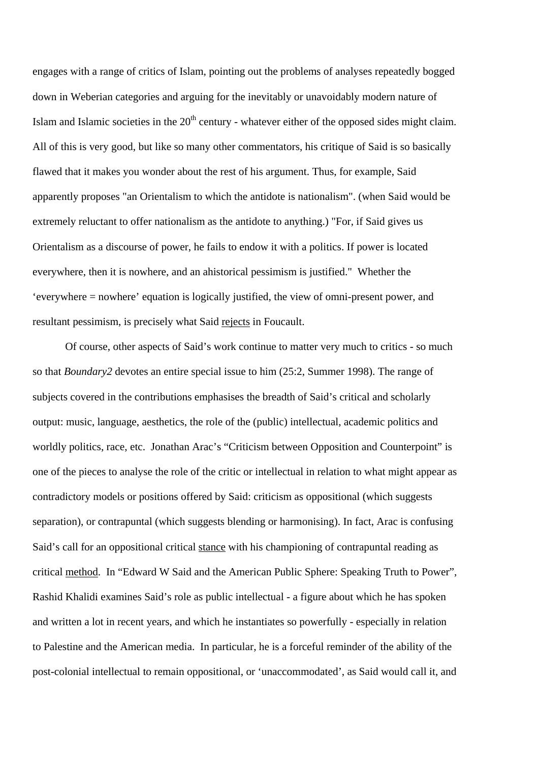engages with a range of critics of Islam, pointing out the problems of analyses repeatedly bogged down in Weberian categories and arguing for the inevitably or unavoidably modern nature of Islam and Islamic societies in the 20th century - whatever either of the opposed sides might claim. All of this is very good, but like so many other commentators, his critique of Said is so basically flawed that it makes you wonder about the rest of his argument. Thus, for example, Said apparently proposes "an Orientalism to which the antidote is nationalism". (when Said would be extremely reluctant to offer nationalism as the antidote to anything.) "For, if Said gives us Orientalism as a discourse of power, he fails to endow it with a politics. If power is located everywhere, then it is nowhere, and an ahistorical pessimism is justified." Whether the 'everywhere = nowhere' equation is logically justified, the view of omni-present power, and resultant pessimism, is precisely what Said <u>rejects</u> in Foucault.

Of course, other aspects of Said's work continue to matter very much to critics - so much so that *Boundary2* devotes an entire special issue to him (25:2, Summer 1998). The range of subjects covered in the contributions emphasises the breadth of Said's critical and scholarly output: music, language, aesthetics, the role of the (public) intellectual, academic politics and worldly politics, race, etc. Jonathan Arac's "Criticism between Opposition and Counterpoint" is one of the pieces to analyse the role of the critic or intellectual in relation to what might appear as contradictory models or positions offered by Said: criticism as oppositional (which suggests separation), or contrapuntal (which suggests blending or harmonising). In fact, Arac is confusing Said's call for an oppositional critical <u>stance</u> with his championing of contrapuntal reading as critical <u>method</u>. In "Edward W Said and the American Public Sphere: Speaking Truth to Power", Rashid Khalidi examines Said's role as public intellectual - a figure about which he has spoken and written a lot in recent years, and which he instantiates so powerfully - especially in relation to Palestine and the American media. In particular, he is a forceful reminder of the ability of the post-colonial intellectual to remain oppositional, or 'unaccommodated', as Said would call it, and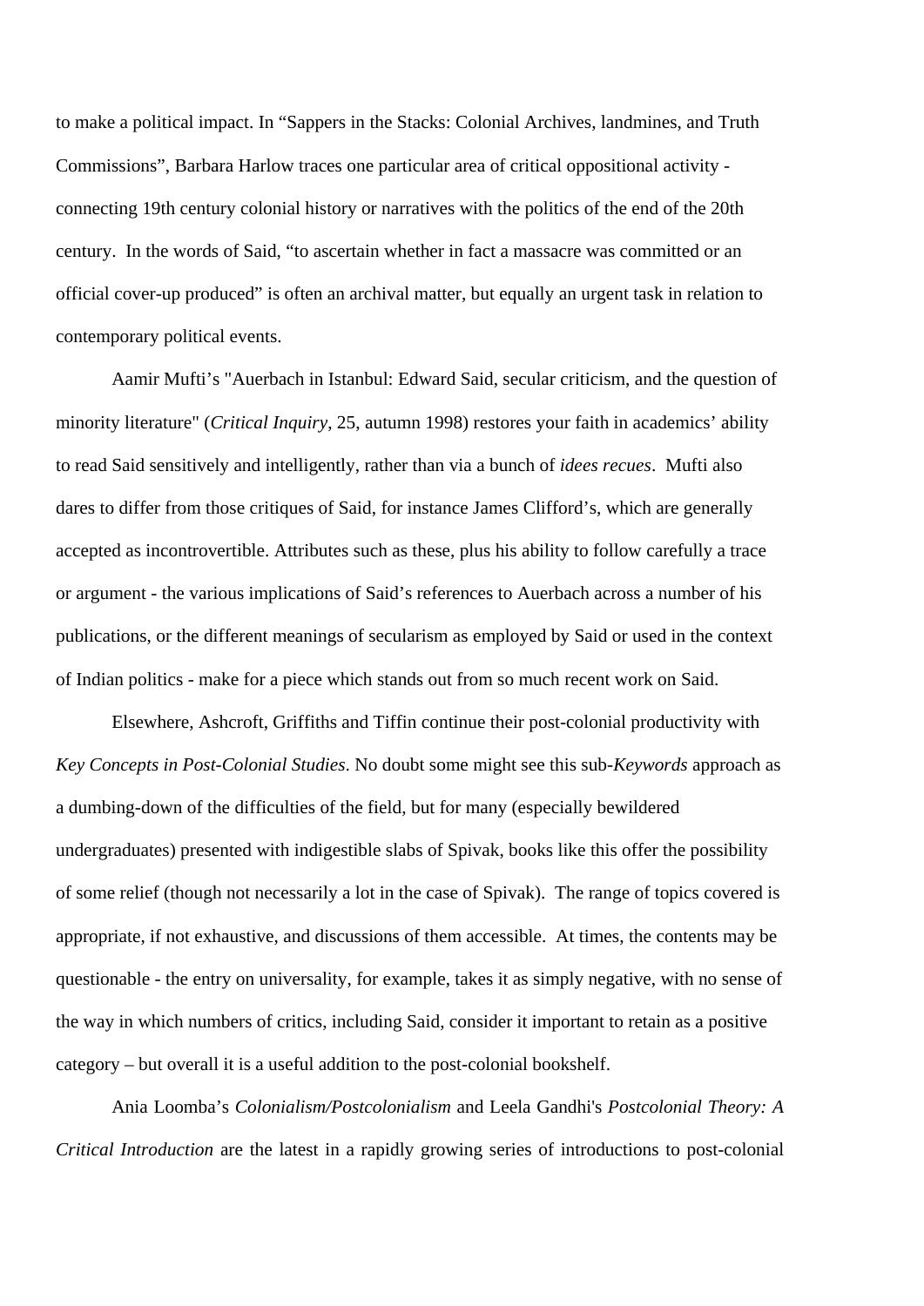to make a political impact. In "Sappers in the Stacks: Colonial Archives, landmines, and Truth Commissions", Barbara Harlow traces one particular area of critical oppositional activity - connecting 19th century colonial history or narratives with the politics of the end of the 20th century.  In the words of Said, "to ascertain whether in fact a massacre was committed or an official cover-up produced" is often an archival matter, but equally an urgent task in relation to contemporary political events.

Aamir Mufti's "Auerbach in Istanbul: Edward Said, secular criticism, and the question of minority literature" (*Critical Inquiry*, 25, autumn 1998) restores your faith in academics' ability to read Said sensitively and intelligently, rather than via a bunch of *idees recues*.  Mufti also dares to differ from those critiques of Said, for instance James Clifford's, which are generally accepted as incontrovertible. Attributes such as these, plus his ability to follow carefully a trace or argument - the various implications of Said's references to Auerbach across a number of his publications, or the different meanings of secularism as employed by Said or used in the context of Indian politics - make for a piece which stands out from so much recent work on Said.

Elsewhere, Ashcroft, Griffiths and Tiffin continue their post-colonial productivity with *Key Concepts in Post-Colonial Studies*. No doubt some might see this sub-*Keywords* approach as a dumbing-down of the difficulties of the field, but for many (especially bewildered undergraduates) presented with indigestible slabs of Spivak, books like this offer the possibility of some relief (though not necessarily a lot in the case of Spivak).  The range of topics covered is appropriate, if not exhaustive, and discussions of them accessible.  At times, the contents may be questionable - the entry on universality, for example, takes it as simply negative, with no sense of the way in which numbers of critics, including Said, consider it important to retain as a positive category – but overall it is a useful addition to the post-colonial bookshelf.

Ania Loomba's *Colonialism/Postcolonialism* and Leela Gandhi's *Postcolonial Theory: A Critical Introduction* are the latest in a rapidly growing series of introductions to post-colonial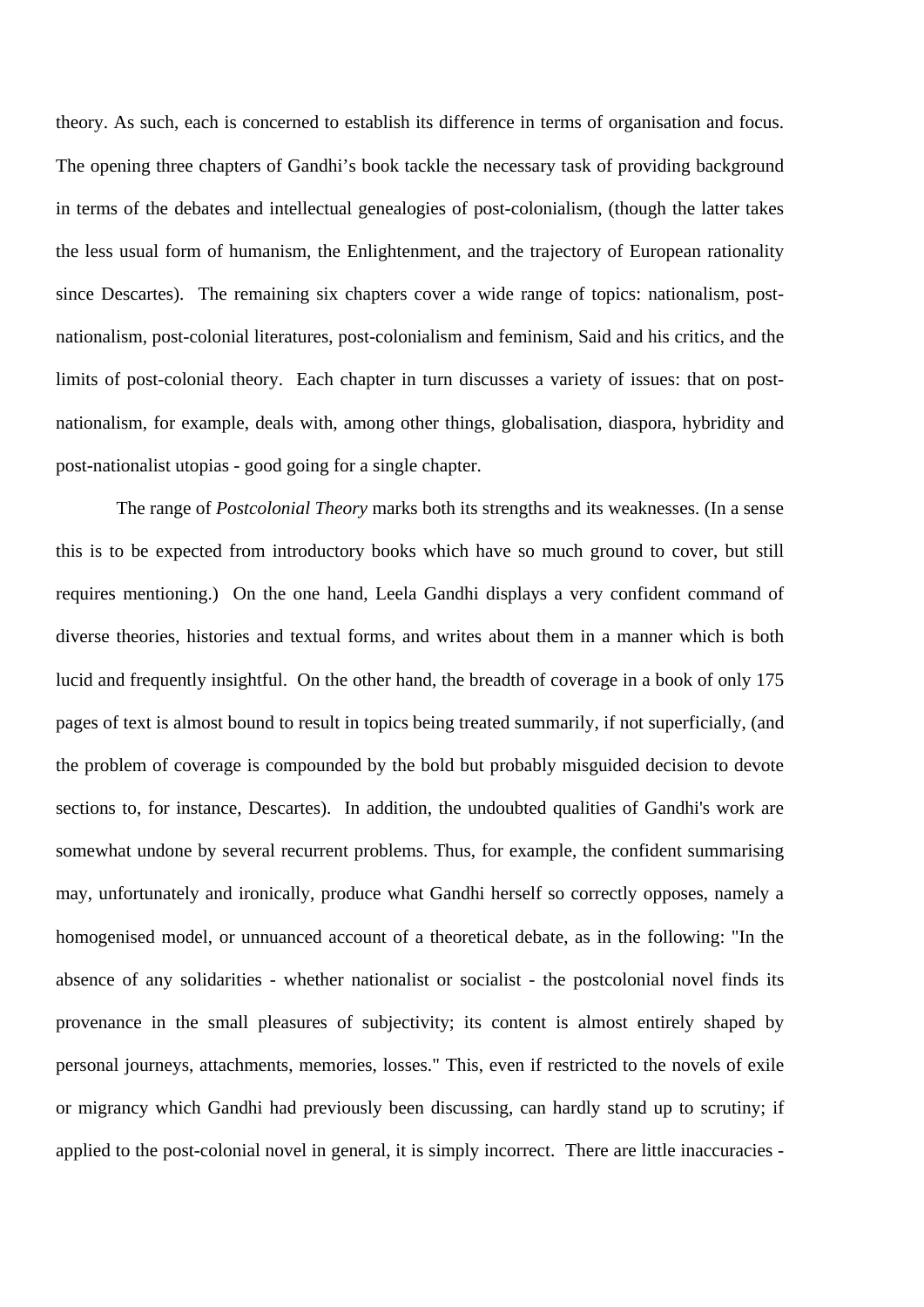theory. As such, each is concerned to establish its difference in terms of organisation and focus. The opening three chapters of Gandhi's book tackle the necessary task of providing background in terms of the debates and intellectual genealogies of post-colonialism, (though the latter takes the less usual form of humanism, the Enlightenment, and the trajectory of European rationality since Descartes). The remaining six chapters cover a wide range of topics: nationalism, post-nationalism, post-colonial literatures, post-colonialism and feminism, Said and his critics, and the limits of post-colonial theory. Each chapter in turn discusses a variety of issues: that on post-nationalism, for example, deals with, among other things, globalisation, diaspora, hybridity and post-nationalist utopias - good going for a single chapter.

The range of *Postcolonial Theory* marks both its strengths and its weaknesses. (In a sense this is to be expected from introductory books which have so much ground to cover, but still requires mentioning.) On the one hand, Leela Gandhi displays a very confident command of diverse theories, histories and textual forms, and writes about them in a manner which is both lucid and frequently insightful. On the other hand, the breadth of coverage in a book of only 175 pages of text is almost bound to result in topics being treated summarily, if not superficially, (and the problem of coverage is compounded by the bold but probably misguided decision to devote sections to, for instance, Descartes). In addition, the undoubted qualities of Gandhi's work are somewhat undone by several recurrent problems. Thus, for example, the confident summarising may, unfortunately and ironically, produce what Gandhi herself so correctly opposes, namely a homogenised model, or unnuanced account of a theoretical debate, as in the following: "In the absence of any solidarities - whether nationalist or socialist - the postcolonial novel finds its provenance in the small pleasures of subjectivity; its content is almost entirely shaped by personal journeys, attachments, memories, losses." This, even if restricted to the novels of exile or migrancy which Gandhi had previously been discussing, can hardly stand up to scrutiny; if applied to the post-colonial novel in general, it is simply incorrect. There are little inaccuracies -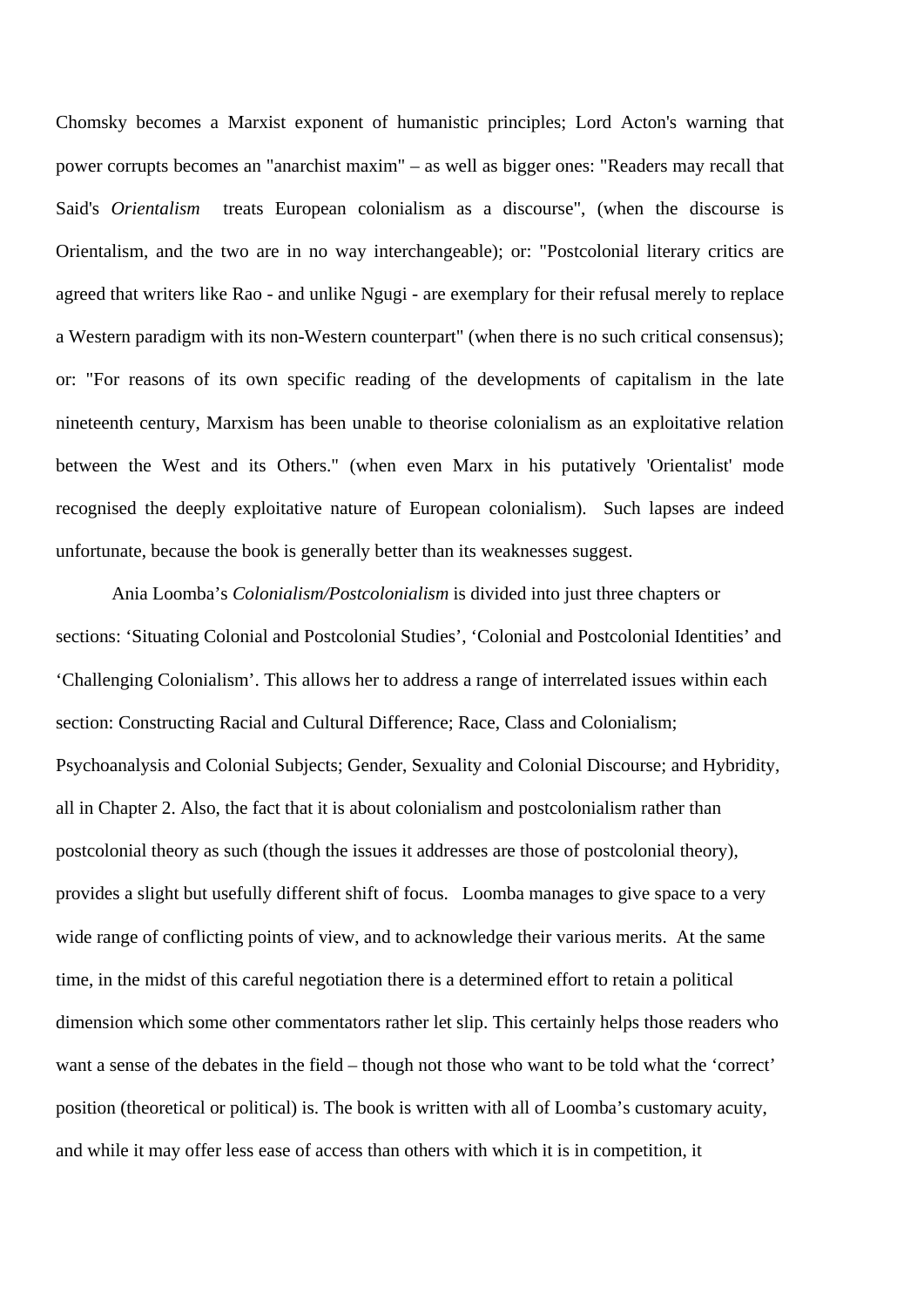Chomsky becomes a Marxist exponent of humanistic principles; Lord Acton's warning that power corrupts becomes an "anarchist maxim" – as well as bigger ones: "Readers may recall that Said's *Orientalism* treats European colonialism as a discourse", (when the discourse is Orientalism, and the two are in no way interchangeable); or: "Postcolonial literary critics are agreed that writers like Rao - and unlike Ngugi - are exemplary for their refusal merely to replace a Western paradigm with its non-Western counterpart" (when there is no such critical consensus); or: "For reasons of its own specific reading of the developments of capitalism in the late nineteenth century, Marxism has been unable to theorise colonialism as an exploitative relation between the West and its Others." (when even Marx in his putatively 'Orientalist' mode recognised the deeply exploitative nature of European colonialism). Such lapses are indeed unfortunate, because the book is generally better than its weaknesses suggest.

Ania Loomba's *Colonialism/Postcolonialism* is divided into just three chapters or sections: 'Situating Colonial and Postcolonial Studies', 'Colonial and Postcolonial Identities' and 'Challenging Colonialism'. This allows her to address a range of interrelated issues within each section: Constructing Racial and Cultural Difference; Race, Class and Colonialism; Psychoanalysis and Colonial Subjects; Gender, Sexuality and Colonial Discourse; and Hybridity, all in Chapter 2. Also, the fact that it is about colonialism and postcolonialism rather than postcolonial theory as such (though the issues it addresses are those of postcolonial theory), provides a slight but usefully different shift of focus. Loomba manages to give space to a very wide range of conflicting points of view, and to acknowledge their various merits. At the same time, in the midst of this careful negotiation there is a determined effort to retain a political dimension which some other commentators rather let slip. This certainly helps those readers who want a sense of the debates in the field – though not those who want to be told what the 'correct' position (theoretical or political) is. The book is written with all of Loomba's customary acuity, and while it may offer less ease of access than others with which it is in competition, it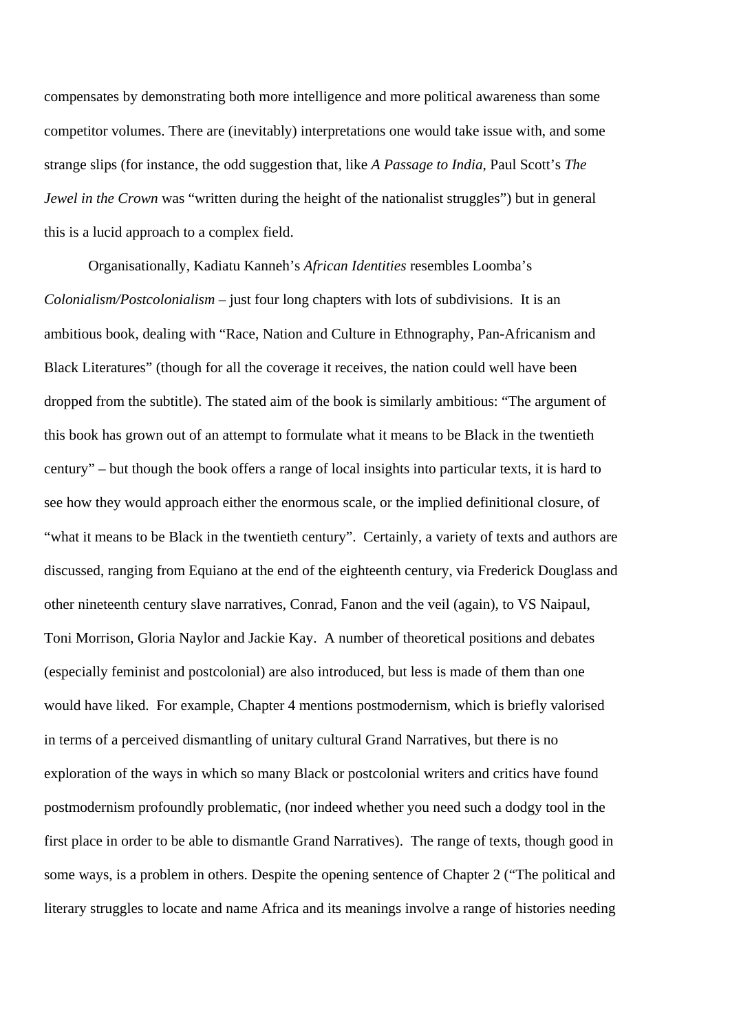compensates by demonstrating both more intelligence and more political awareness than some competitor volumes. There are (inevitably) interpretations one would take issue with, and some strange slips (for instance, the odd suggestion that, like *A Passage to India*, Paul Scott's *The Jewel in the Crown* was "written during the height of the nationalist struggles") but in general this is a lucid approach to a complex field.

Organisationally, Kadiatu Kanneh's *African Identities* resembles Loomba's *Colonialism/Postcolonialism* – just four long chapters with lots of subdivisions. It is an ambitious book, dealing with "Race, Nation and Culture in Ethnography, Pan-Africanism and Black Literatures" (though for all the coverage it receives, the nation could well have been dropped from the subtitle). The stated aim of the book is similarly ambitious: "The argument of this book has grown out of an attempt to formulate what it means to be Black in the twentieth century" – but though the book offers a range of local insights into particular texts, it is hard to see how they would approach either the enormous scale, or the implied definitional closure, of "what it means to be Black in the twentieth century". Certainly, a variety of texts and authors are discussed, ranging from Equiano at the end of the eighteenth century, via Frederick Douglass and other nineteenth century slave narratives, Conrad, Fanon and the veil (again), to VS Naipaul, Toni Morrison, Gloria Naylor and Jackie Kay. A number of theoretical positions and debates (especially feminist and postcolonial) are also introduced, but less is made of them than one would have liked. For example, Chapter 4 mentions postmodernism, which is briefly valorised in terms of a perceived dismantling of unitary cultural Grand Narratives, but there is no exploration of the ways in which so many Black or postcolonial writers and critics have found postmodernism profoundly problematic, (nor indeed whether you need such a dodgy tool in the first place in order to be able to dismantle Grand Narratives). The range of texts, though good in some ways, is a problem in others. Despite the opening sentence of Chapter 2 ("The political and literary struggles to locate and name Africa and its meanings involve a range of histories needing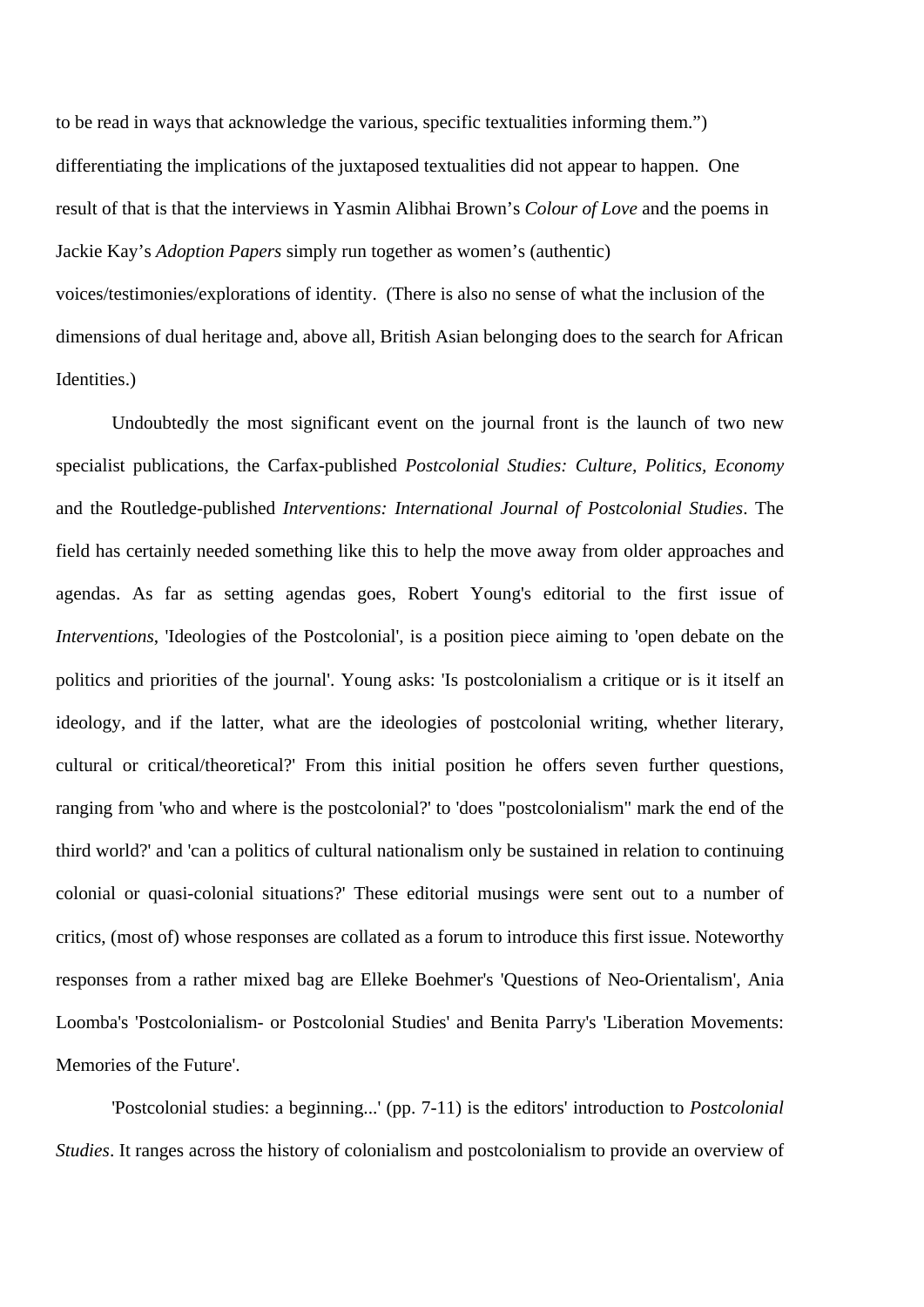to be read in ways that acknowledge the various, specific textualities informing them.") differentiating the implications of the juxtaposed textualities did not appear to happen. One result of that is that the interviews in Yasmin Alibhai Brown's *Colour of Love* and the poems in Jackie Kay's *Adoption Papers* simply run together as women's (authentic) voices/testimonies/explorations of identity. (There is also no sense of what the inclusion of the dimensions of dual heritage and, above all, British Asian belonging does to the search for African Identities.)

Undoubtedly the most significant event on the journal front is the launch of two new specialist publications, the Carfax-published *Postcolonial Studies: Culture, Politics, Economy* and the Routledge-published *Interventions: International Journal of Postcolonial Studies*. The field has certainly needed something like this to help the move away from older approaches and agendas. As far as setting agendas goes, Robert Young's editorial to the first issue of *Interventions*, 'Ideologies of the Postcolonial', is a position piece aiming to 'open debate on the politics and priorities of the journal'. Young asks: 'Is postcolonialism a critique or is it itself an ideology, and if the latter, what are the ideologies of postcolonial writing, whether literary, cultural or critical/theoretical?' From this initial position he offers seven further questions, ranging from 'who and where is the postcolonial?' to 'does "postcolonialism" mark the end of the third world?' and 'can a politics of cultural nationalism only be sustained in relation to continuing colonial or quasi-colonial situations?' These editorial musings were sent out to a number of critics, (most of) whose responses are collated as a forum to introduce this first issue. Noteworthy responses from a rather mixed bag are Elleke Boehmer's 'Questions of Neo-Orientalism', Ania Loomba's 'Postcolonialism- or Postcolonial Studies' and Benita Parry's 'Liberation Movements: Memories of the Future'.

'Postcolonial studies: a beginning...' (pp. 7-11) is the editors' introduction to *Postcolonial Studies*. It ranges across the history of colonialism and postcolonialism to provide an overview of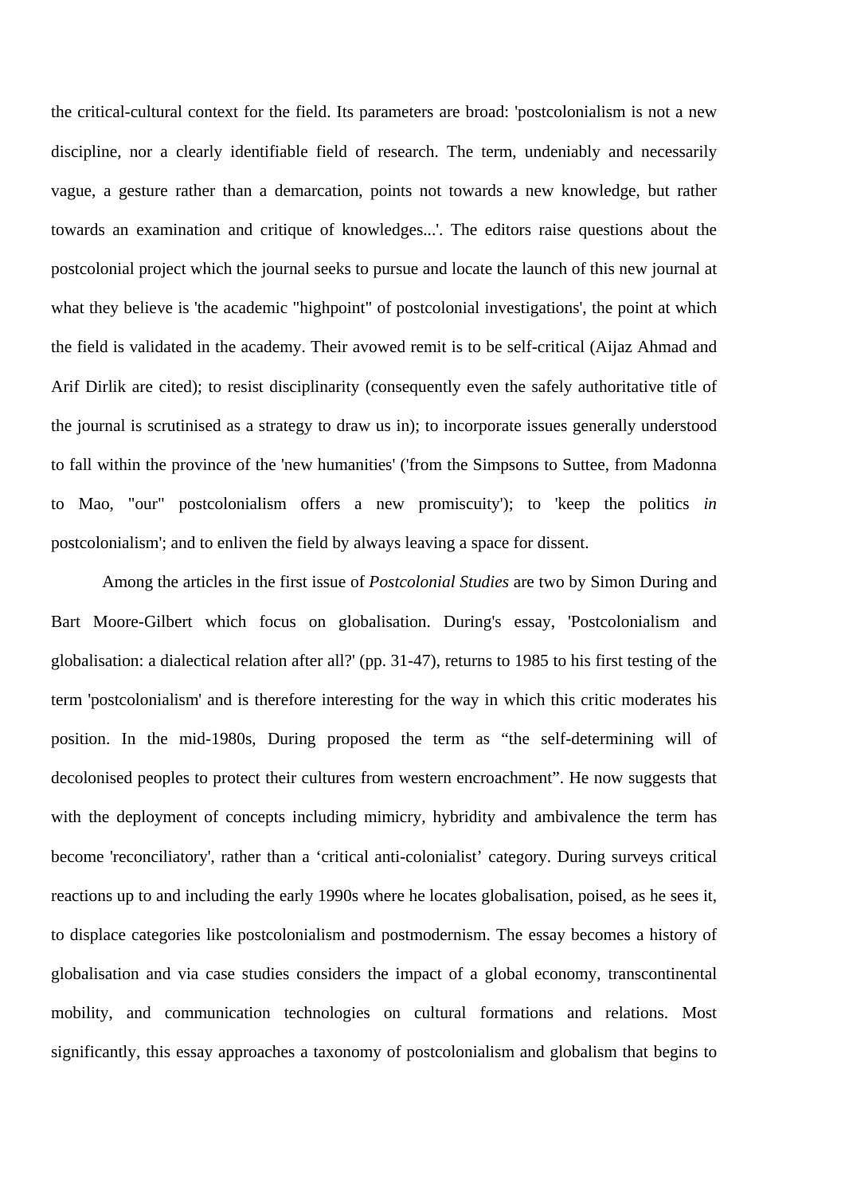the critical-cultural context for the field. Its parameters are broad: 'postcolonialism is not a new discipline, nor a clearly identifiable field of research. The term, undeniably and necessarily vague, a gesture rather than a demarcation, points not towards a new knowledge, but rather towards an examination and critique of knowledges...'. The editors raise questions about the postcolonial project which the journal seeks to pursue and locate the launch of this new journal at what they believe is 'the academic "highpoint" of postcolonial investigations', the point at which the field is validated in the academy. Their avowed remit is to be self-critical (Aijaz Ahmad and Arif Dirlik are cited); to resist disciplinarity (consequently even the safely authoritative title of the journal is scrutinised as a strategy to draw us in); to incorporate issues generally understood to fall within the province of the 'new humanities' ('from the Simpsons to Suttee, from Madonna to Mao, "our" postcolonialism offers a new promiscuity'); to 'keep the politics *in* postcolonialism'; and to enliven the field by always leaving a space for dissent.

Among the articles in the first issue of *Postcolonial Studies* are two by Simon During and Bart Moore-Gilbert which focus on globalisation. During's essay, 'Postcolonialism and globalisation: a dialectical relation after all?' (pp. 31-47), returns to 1985 to his first testing of the term 'postcolonialism' and is therefore interesting for the way in which this critic moderates his position. In the mid-1980s, During proposed the term as "the self-determining will of decolonised peoples to protect their cultures from western encroachment". He now suggests that with the deployment of concepts including mimicry, hybridity and ambivalence the term has become 'reconciliatory', rather than a 'critical anti-colonialist' category. During surveys critical reactions up to and including the early 1990s where he locates globalisation, poised, as he sees it, to displace categories like postcolonialism and postmodernism. The essay becomes a history of globalisation and via case studies considers the impact of a global economy, transcontinental mobility, and communication technologies on cultural formations and relations. Most significantly, this essay approaches a taxonomy of postcolonialism and globalism that begins to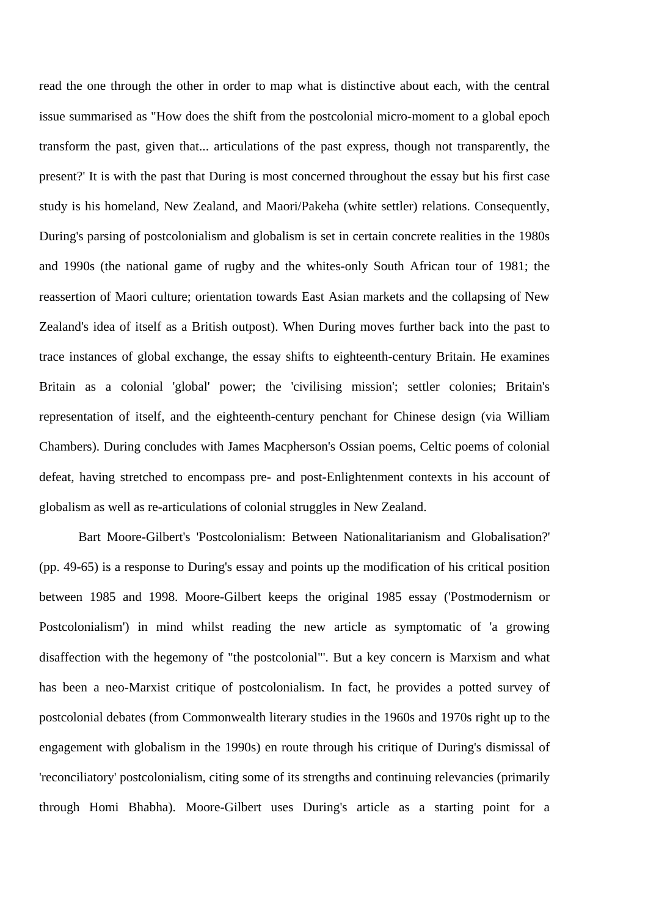read the one through the other in order to map what is distinctive about each, with the central issue summarised as "How does the shift from the postcolonial micro-moment to a global epoch transform the past, given that... articulations of the past express, though not transparently, the present?' It is with the past that During is most concerned throughout the essay but his first case study is his homeland, New Zealand, and Maori/Pakeha (white settler) relations. Consequently, During's parsing of postcolonialism and globalism is set in certain concrete realities in the 1980s and 1990s (the national game of rugby and the whites-only South African tour of 1981; the reassertion of Maori culture; orientation towards East Asian markets and the collapsing of New Zealand's idea of itself as a British outpost). When During moves further back into the past to trace instances of global exchange, the essay shifts to eighteenth-century Britain. He examines Britain as a colonial 'global' power; the 'civilising mission'; settler colonies; Britain's representation of itself, and the eighteenth-century penchant for Chinese design (via William Chambers). During concludes with James Macpherson's Ossian poems, Celtic poems of colonial defeat, having stretched to encompass pre- and post-Enlightenment contexts in his account of globalism as well as re-articulations of colonial struggles in New Zealand.

Bart Moore-Gilbert's 'Postcolonialism: Between Nationalitarianism and Globalisation?' (pp. 49-65) is a response to During's essay and points up the modification of his critical position between 1985 and 1998. Moore-Gilbert keeps the original 1985 essay ('Postmodernism or Postcolonialism') in mind whilst reading the new article as symptomatic of 'a growing disaffection with the hegemony of "the postcolonial"'. But a key concern is Marxism and what has been a neo-Marxist critique of postcolonialism. In fact, he provides a potted survey of postcolonial debates (from Commonwealth literary studies in the 1960s and 1970s right up to the engagement with globalism in the 1990s) en route through his critique of During's dismissal of 'reconciliatory' postcolonialism, citing some of its strengths and continuing relevancies (primarily through Homi Bhabha). Moore-Gilbert uses During's article as a starting point for a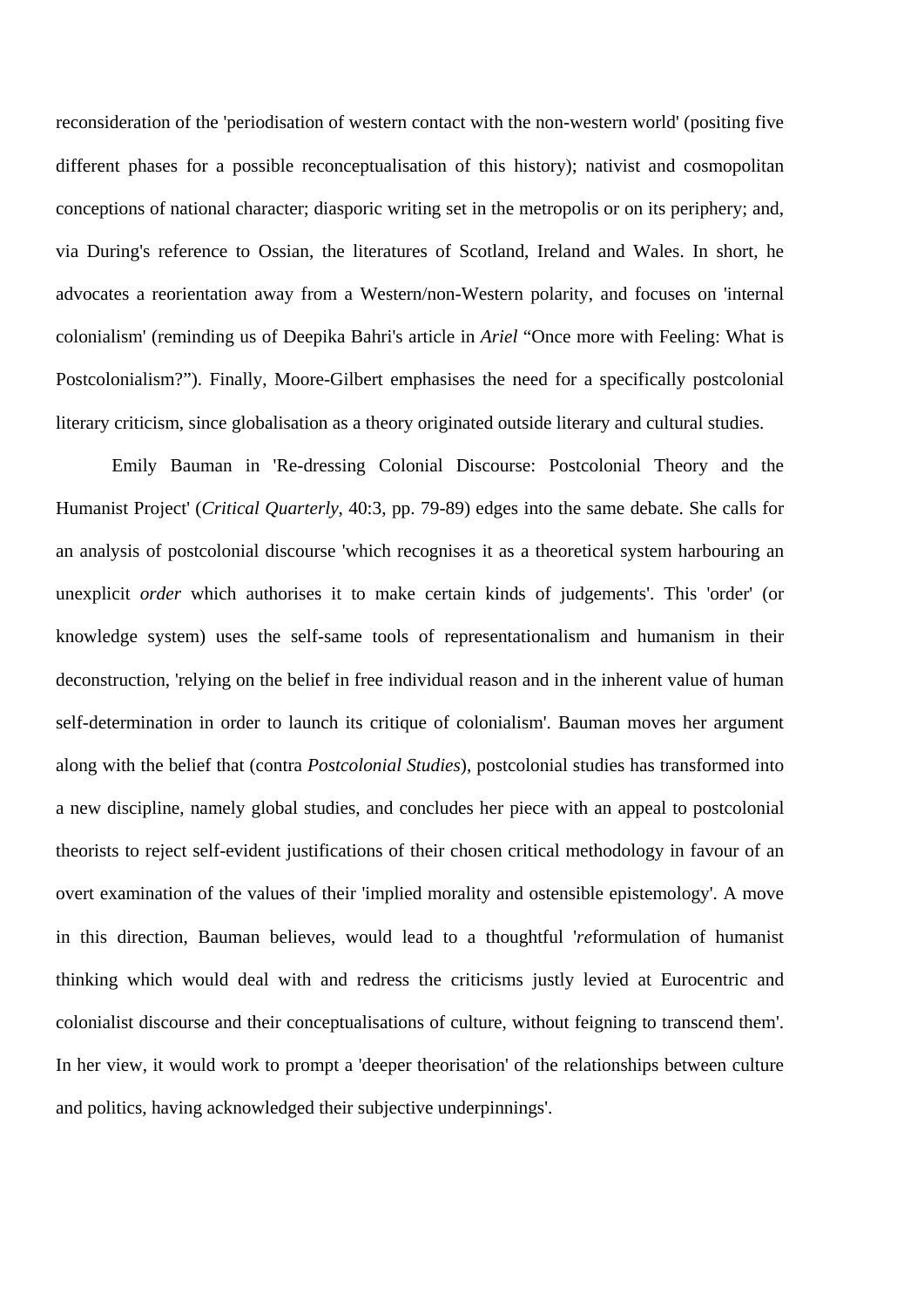reconsideration of the 'periodisation of western contact with the non-western world' (positing five different phases for a possible reconceptualisation of this history); nativist and cosmopolitan conceptions of national character; diasporic writing set in the metropolis or on its periphery; and, via During's reference to Ossian, the literatures of Scotland, Ireland and Wales. In short, he advocates a reorientation away from a Western/non-Western polarity, and focuses on 'internal colonialism' (reminding us of Deepika Bahri's article in *Ariel* "Once more with Feeling: What is Postcolonialism?"). Finally, Moore-Gilbert emphasises the need for a specifically postcolonial literary criticism, since globalisation as a theory originated outside literary and cultural studies.

Emily Bauman in 'Re-dressing Colonial Discourse: Postcolonial Theory and the Humanist Project' (*Critical Quarterly*, 40:3, pp. 79-89) edges into the same debate. She calls for an analysis of postcolonial discourse 'which recognises it as a theoretical system harbouring an unexplicit *order* which authorises it to make certain kinds of judgements'. This 'order' (or knowledge system) uses the self-same tools of representationalism and humanism in their deconstruction, 'relying on the belief in free individual reason and in the inherent value of human self-determination in order to launch its critique of colonialism'. Bauman moves her argument along with the belief that (contra *Postcolonial Studies*), postcolonial studies has transformed into a new discipline, namely global studies, and concludes her piece with an appeal to postcolonial theorists to reject self-evident justifications of their chosen critical methodology in favour of an overt examination of the values of their 'implied morality and ostensible epistemology'. A move in this direction, Bauman believes, would lead to a thoughtful '*re*formulation of humanist thinking which would deal with and redress the criticisms justly levied at Eurocentric and colonialist discourse and their conceptualisations of culture, without feigning to transcend them'. In her view, it would work to prompt a 'deeper theorisation' of the relationships between culture and politics, having acknowledged their subjective underpinnings'.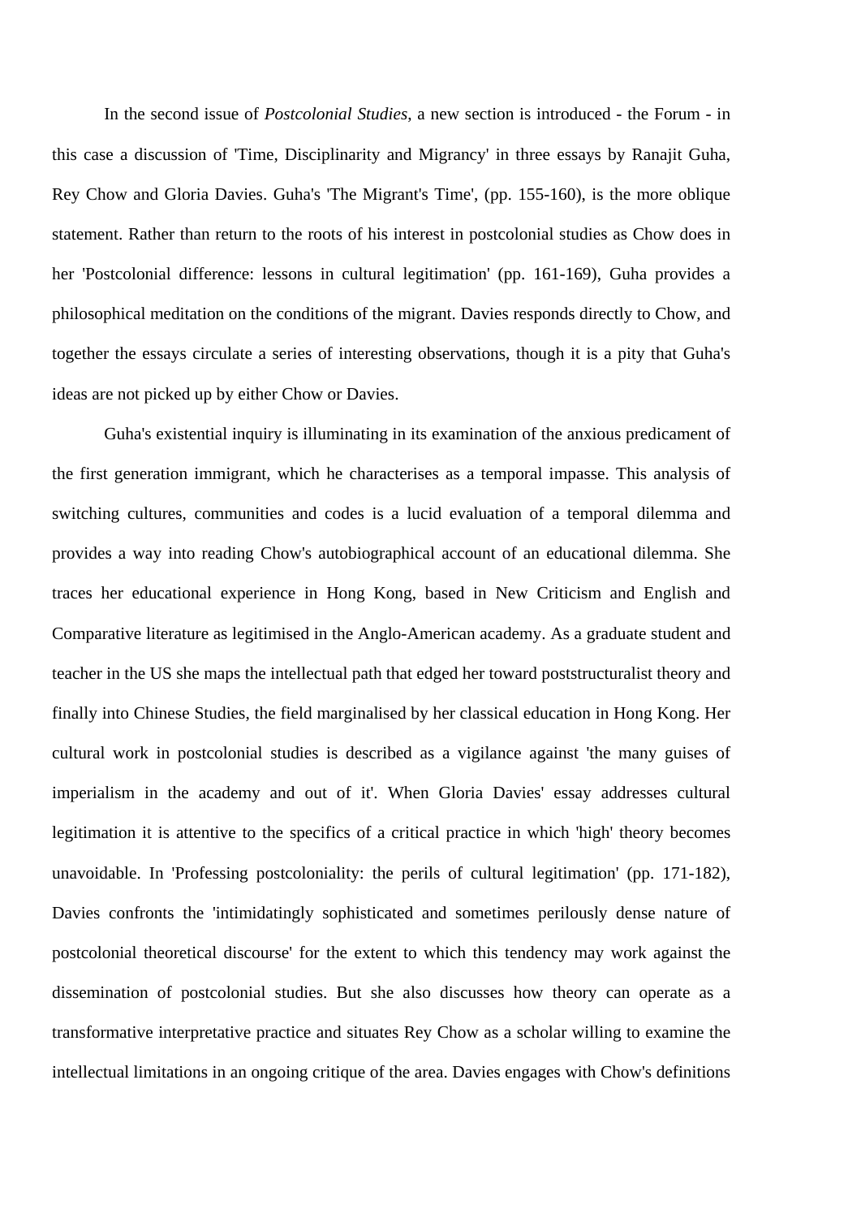In the second issue of *Postcolonial Studies*, a new section is introduced - the Forum - in this case a discussion of 'Time, Disciplinarity and Migrancy' in three essays by Ranajit Guha, Rey Chow and Gloria Davies. Guha's 'The Migrant's Time', (pp. 155-160), is the more oblique statement. Rather than return to the roots of his interest in postcolonial studies as Chow does in her 'Postcolonial difference: lessons in cultural legitimation' (pp. 161-169), Guha provides a philosophical meditation on the conditions of the migrant. Davies responds directly to Chow, and together the essays circulate a series of interesting observations, though it is a pity that Guha's ideas are not picked up by either Chow or Davies.

Guha's existential inquiry is illuminating in its examination of the anxious predicament of the first generation immigrant, which he characterises as a temporal impasse. This analysis of switching cultures, communities and codes is a lucid evaluation of a temporal dilemma and provides a way into reading Chow's autobiographical account of an educational dilemma. She traces her educational experience in Hong Kong, based in New Criticism and English and Comparative literature as legitimised in the Anglo-American academy. As a graduate student and teacher in the US she maps the intellectual path that edged her toward poststructuralist theory and finally into Chinese Studies, the field marginalised by her classical education in Hong Kong. Her cultural work in postcolonial studies is described as a vigilance against 'the many guises of imperialism in the academy and out of it'. When Gloria Davies' essay addresses cultural legitimation it is attentive to the specifics of a critical practice in which 'high' theory becomes unavoidable. In 'Professing postcoloniality: the perils of cultural legitimation' (pp. 171-182), Davies confronts the 'intimidatingly sophisticated and sometimes perilously dense nature of postcolonial theoretical discourse' for the extent to which this tendency may work against the dissemination of postcolonial studies. But she also discusses how theory can operate as a transformative interpretative practice and situates Rey Chow as a scholar willing to examine the intellectual limitations in an ongoing critique of the area. Davies engages with Chow's definitions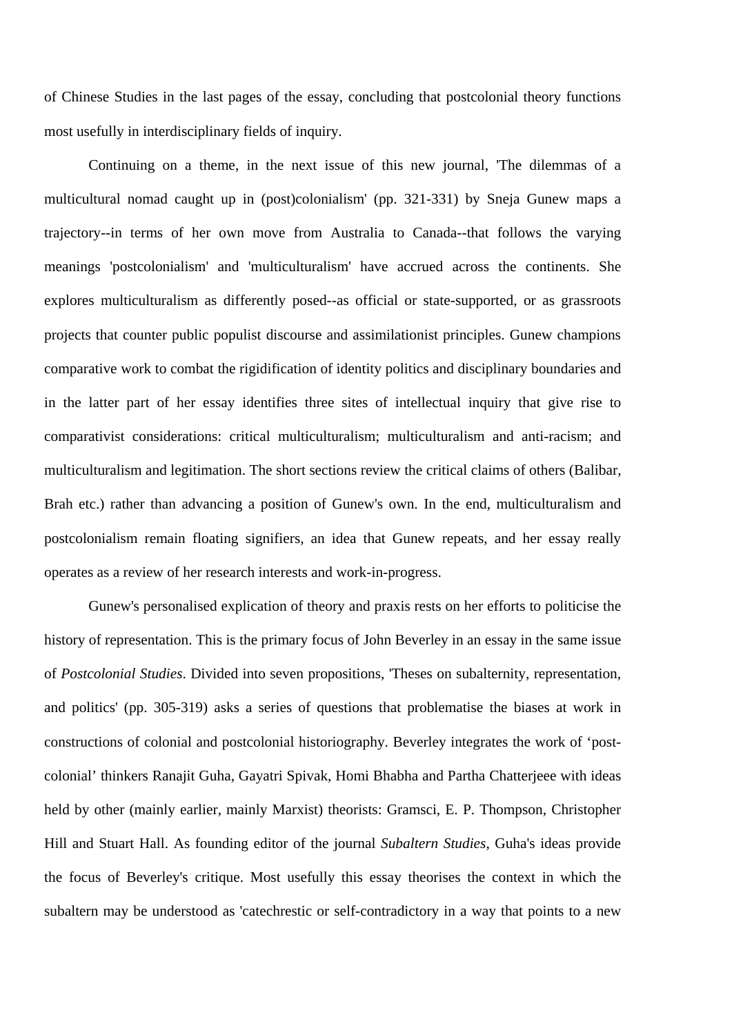of Chinese Studies in the last pages of the essay, concluding that postcolonial theory functions most usefully in interdisciplinary fields of inquiry.

Continuing on a theme, in the next issue of this new journal, 'The dilemmas of a multicultural nomad caught up in (post)colonialism' (pp. 321-331) by Sneja Gunew maps a trajectory--in terms of her own move from Australia to Canada--that follows the varying meanings 'postcolonialism' and 'multiculturalism' have accrued across the continents. She explores multiculturalism as differently posed--as official or state-supported, or as grassroots projects that counter public populist discourse and assimilationist principles. Gunew champions comparative work to combat the rigidification of identity politics and disciplinary boundaries and in the latter part of her essay identifies three sites of intellectual inquiry that give rise to comparativist considerations: critical multiculturalism; multiculturalism and anti-racism; and multiculturalism and legitimation. The short sections review the critical claims of others (Balibar, Brah etc.) rather than advancing a position of Gunew's own. In the end, multiculturalism and postcolonialism remain floating signifiers, an idea that Gunew repeats, and her essay really operates as a review of her research interests and work-in-progress.

Gunew's personalised explication of theory and praxis rests on her efforts to politicise the history of representation. This is the primary focus of John Beverley in an essay in the same issue of *Postcolonial Studies*. Divided into seven propositions, 'Theses on subalternity, representation, and politics' (pp. 305-319) asks a series of questions that problematise the biases at work in constructions of colonial and postcolonial historiography. Beverley integrates the work of 'post-colonial' thinkers Ranajit Guha, Gayatri Spivak, Homi Bhabha and Partha Chatterjeee with ideas held by other (mainly earlier, mainly Marxist) theorists: Gramsci, E. P. Thompson, Christopher Hill and Stuart Hall. As founding editor of the journal *Subaltern Studies*, Guha's ideas provide the focus of Beverley's critique. Most usefully this essay theorises the context in which the subaltern may be understood as 'catechrestic or self-contradictory in a way that points to a new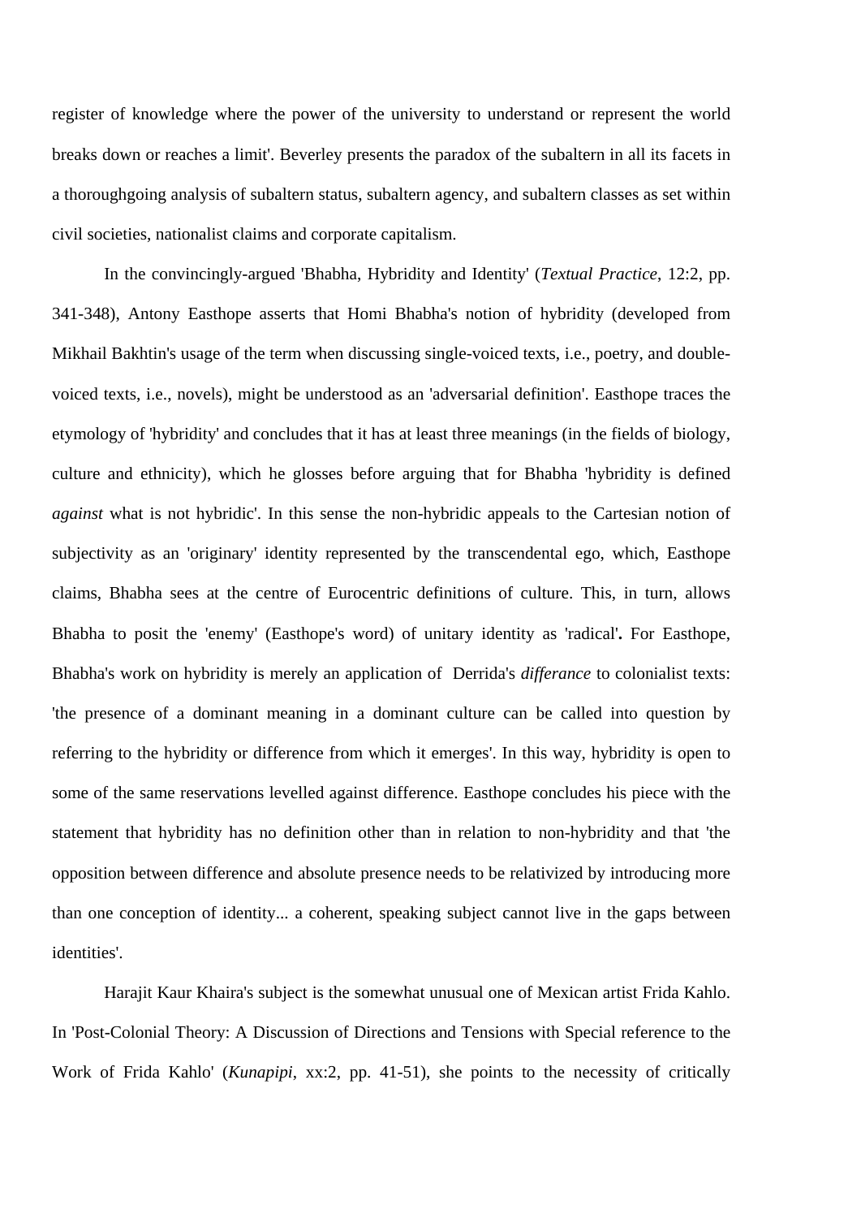register of knowledge where the power of the university to understand or represent the world breaks down or reaches a limit'. Beverley presents the paradox of the subaltern in all its facets in a thoroughgoing analysis of subaltern status, subaltern agency, and subaltern classes as set within civil societies, nationalist claims and corporate capitalism.

In the convincingly-argued 'Bhabha, Hybridity and Identity' (*Textual Practice*, 12:2, pp. 341-348), Antony Easthope asserts that Homi Bhabha's notion of hybridity (developed from Mikhail Bakhtin's usage of the term when discussing single-voiced texts, i.e., poetry, and double-voiced texts, i.e., novels), might be understood as an 'adversarial definition'. Easthope traces the etymology of 'hybridity' and concludes that it has at least three meanings (in the fields of biology, culture and ethnicity), which he glosses before arguing that for Bhabha 'hybridity is defined *against* what is not hybridic'. In this sense the non-hybridic appeals to the Cartesian notion of subjectivity as an 'originary' identity represented by the transcendental ego, which, Easthope claims, Bhabha sees at the centre of Eurocentric definitions of culture. This, in turn, allows Bhabha to posit the 'enemy' (Easthope's word) of unitary identity as 'radical'**.** For Easthope, Bhabha's work on hybridity is merely an application of Derrida's *differance* to colonialist texts: 'the presence of a dominant meaning in a dominant culture can be called into question by referring to the hybridity or difference from which it emerges'. In this way, hybridity is open to some of the same reservations levelled against difference. Easthope concludes his piece with the statement that hybridity has no definition other than in relation to non-hybridity and that 'the opposition between difference and absolute presence needs to be relativized by introducing more than one conception of identity... a coherent, speaking subject cannot live in the gaps between identities'.

Harajit Kaur Khaira's subject is the somewhat unusual one of Mexican artist Frida Kahlo. In 'Post-Colonial Theory: A Discussion of Directions and Tensions with Special reference to the Work of Frida Kahlo' (*Kunapipi*, xx:2, pp. 41-51), she points to the necessity of critically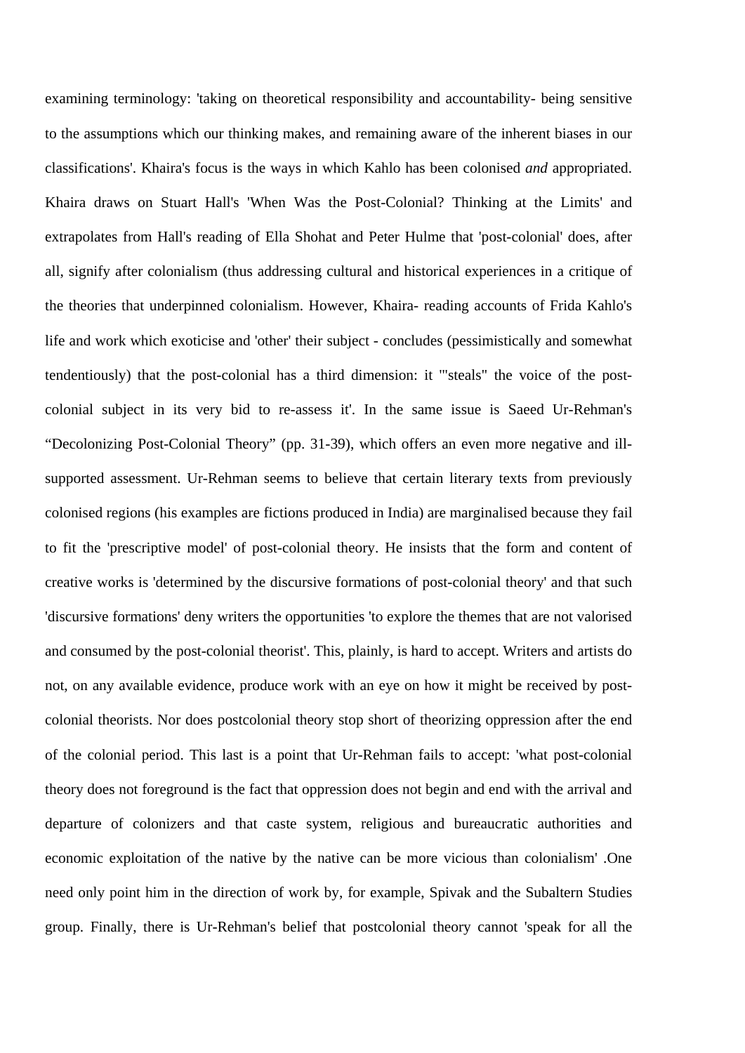examining terminology: 'taking on theoretical responsibility and accountability- being sensitive to the assumptions which our thinking makes, and remaining aware of the inherent biases in our classifications'. Khaira's focus is the ways in which Kahlo has been colonised *and* appropriated. Khaira draws on Stuart Hall's 'When Was the Post-Colonial? Thinking at the Limits' and extrapolates from Hall's reading of Ella Shohat and Peter Hulme that 'post-colonial' does, after all, signify after colonialism (thus addressing cultural and historical experiences in a critique of the theories that underpinned colonialism. However, Khaira- reading accounts of Frida Kahlo's life and work which exoticise and 'other' their subject - concludes (pessimistically and somewhat tendentiously) that the post-colonial has a third dimension: it '"steals" the voice of the post-colonial subject in its very bid to re-assess it'. In the same issue is Saeed Ur-Rehman's “Decolonizing Post-Colonial Theory” (pp. 31-39), which offers an even more negative and ill-supported assessment. Ur-Rehman seems to believe that certain literary texts from previously colonised regions (his examples are fictions produced in India) are marginalised because they fail to fit the 'prescriptive model' of post-colonial theory. He insists that the form and content of creative works is 'determined by the discursive formations of post-colonial theory' and that such 'discursive formations' deny writers the opportunities 'to explore the themes that are not valorised and consumed by the post-colonial theorist'. This, plainly, is hard to accept. Writers and artists do not, on any available evidence, produce work with an eye on how it might be received by post-colonial theorists. Nor does postcolonial theory stop short of theorizing oppression after the end of the colonial period. This last is a point that Ur-Rehman fails to accept: 'what post-colonial theory does not foreground is the fact that oppression does not begin and end with the arrival and departure of colonizers and that caste system, religious and bureaucratic authorities and economic exploitation of the native by the native can be more vicious than colonialism' .One need only point him in the direction of work by, for example, Spivak and the Subaltern Studies group. Finally, there is Ur-Rehman's belief that postcolonial theory cannot 'speak for all the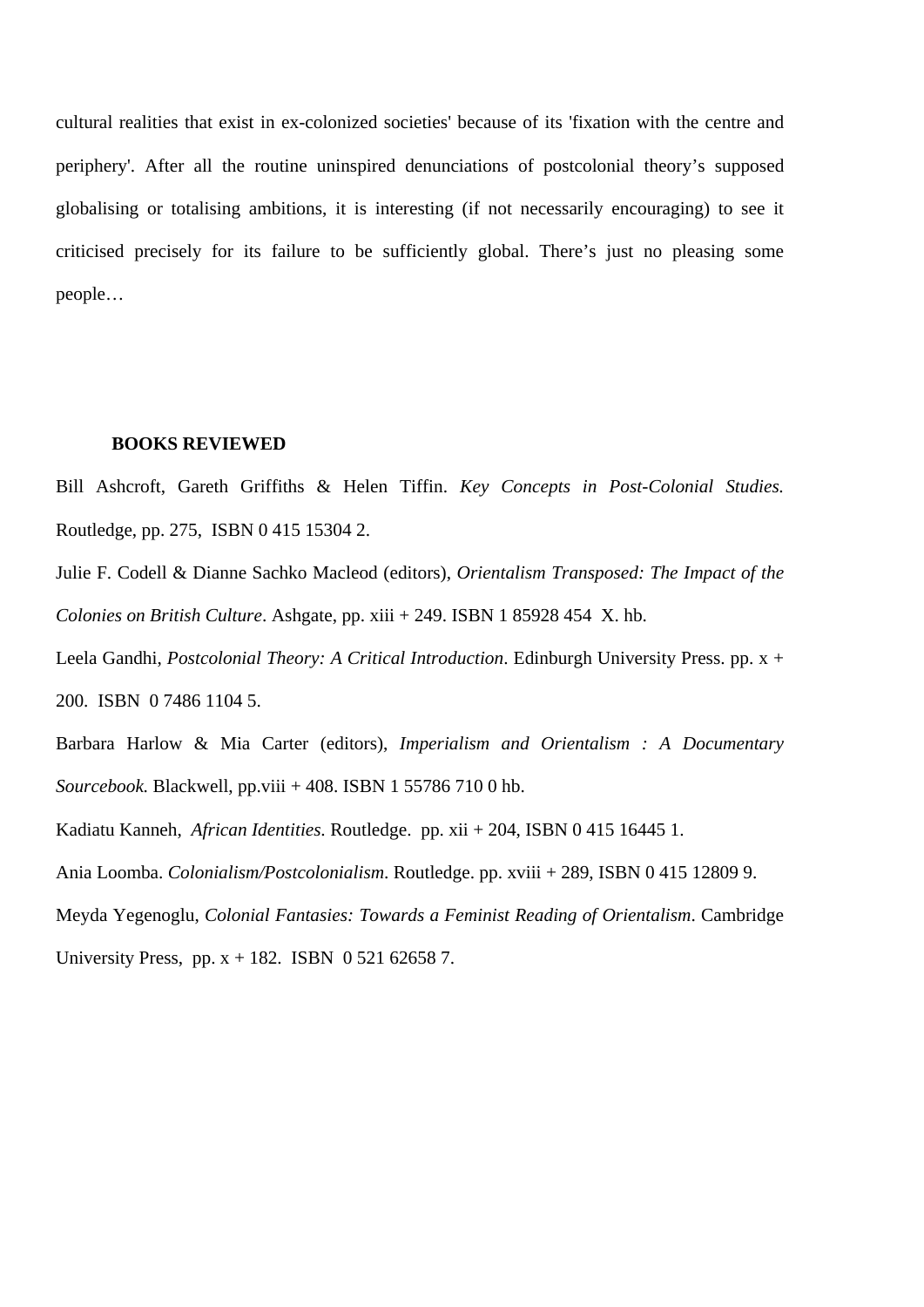cultural realities that exist in ex-colonized societies' because of its 'fixation with the centre and periphery'. After all the routine uninspired denunciations of postcolonial theory's supposed globalising or totalising ambitions, it is interesting (if not necessarily encouraging) to see it criticised precisely for its failure to be sufficiently global. There's just no pleasing some people…

**BOOKS REVIEWED**

Bill Ashcroft, Gareth Griffiths & Helen Tiffin. *Key Concepts in Post-Colonial Studies.* Routledge, pp. 275, ISBN 0 415 15304 2.

Julie F. Codell & Dianne Sachko Macleod (editors), *Orientalism Transposed: The Impact of the Colonies on British Culture*. Ashgate, pp. xiii + 249. ISBN 1 85928 454 X. hb.

Leela Gandhi, *Postcolonial Theory: A Critical Introduction*. Edinburgh University Press. pp. x + 200. ISBN 0 7486 1104 5.

Barbara Harlow & Mia Carter (editors), *Imperialism and Orientalism : A Documentary Sourcebook.* Blackwell, pp.viii + 408. ISBN 1 55786 710 0 hb.

Kadiatu Kanneh, *African Identities*. Routledge. pp. xii + 204, ISBN 0 415 16445 1.

Ania Loomba. *Colonialism/Postcolonialism*. Routledge. pp. xviii + 289, ISBN 0 415 12809 9.

Meyda Yegenoglu, *Colonial Fantasies: Towards a Feminist Reading of Orientalism*. Cambridge University Press, pp. x + 182. ISBN 0 521 62658 7.